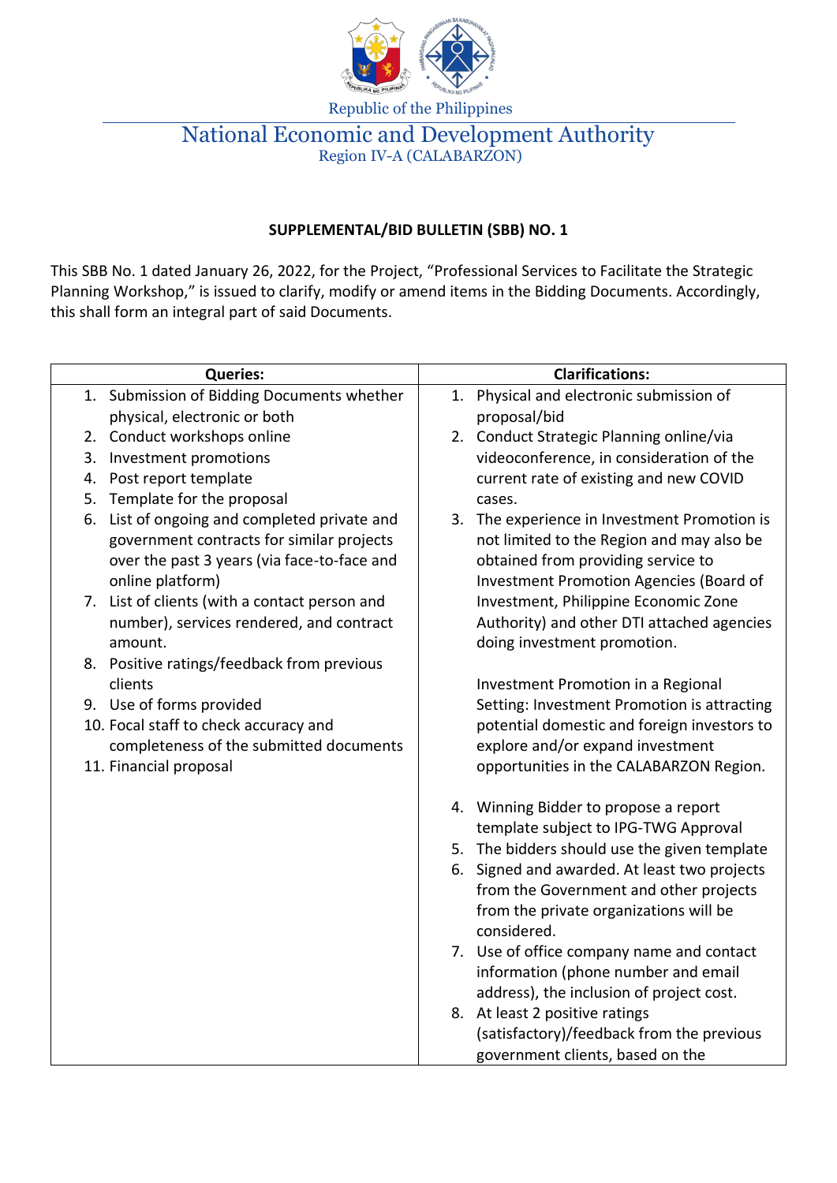Republic of the Philippines

# National Economic and Development Authority

Region IV-A (CALABARZON)

**SUPPLEMENTAL/BID BULLETIN (SBB) NO. 1**

This SBB No. 1 dated January 26, 2022, for the Project, "Professional Services to Facilitate the Strategic Planning Workshop," is issued to clarify, modify or amend items in the Bidding Documents. Accordingly, this shall form an integral part of said Documents.

| Queries: | Clarifications: |
| --- | --- |
| 1. Submission of Bidding Documents whether physical, electronic or both<br>2. Conduct workshops online<br>3. Investment promotions<br>4. Post report template<br>5. Template for the proposal<br>6. List of ongoing and completed private and government contracts for similar projects over the past 3 years (via face-to-face and online platform)<br>7. List of clients (with a contact person and number), services rendered, and contract amount.<br>8. Positive ratings/feedback from previous clients<br>9. Use of forms provided<br>10. Focal staff to check accuracy and completeness of the submitted documents<br>11. Financial proposal | 1. Physical and electronic submission of proposal/bid<br>2. Conduct Strategic Planning online/via videoconference, in consideration of the current rate of existing and new COVID cases.<br>3. The experience in Investment Promotion is not limited to the Region and may also be obtained from providing service to Investment Promotion Agencies (Board of Investment, Philippine Economic Zone Authority) and other DTI attached agencies doing investment promotion.<br><br>Investment Promotion in a Regional Setting: Investment Promotion is attracting potential domestic and foreign investors to explore and/or expand investment opportunities in the CALABARZON Region.<br><br>4. Winning Bidder to propose a report template subject to IPG-TWG Approval<br>5. The bidders should use the given template<br>6. Signed and awarded. At least two projects from the Government and other projects from the private organizations will be considered.<br>7. Use of office company name and contact information (phone number and email address), the inclusion of project cost.<br>8. At least 2 positive ratings (satisfactory)/feedback from the previous government clients, based on the |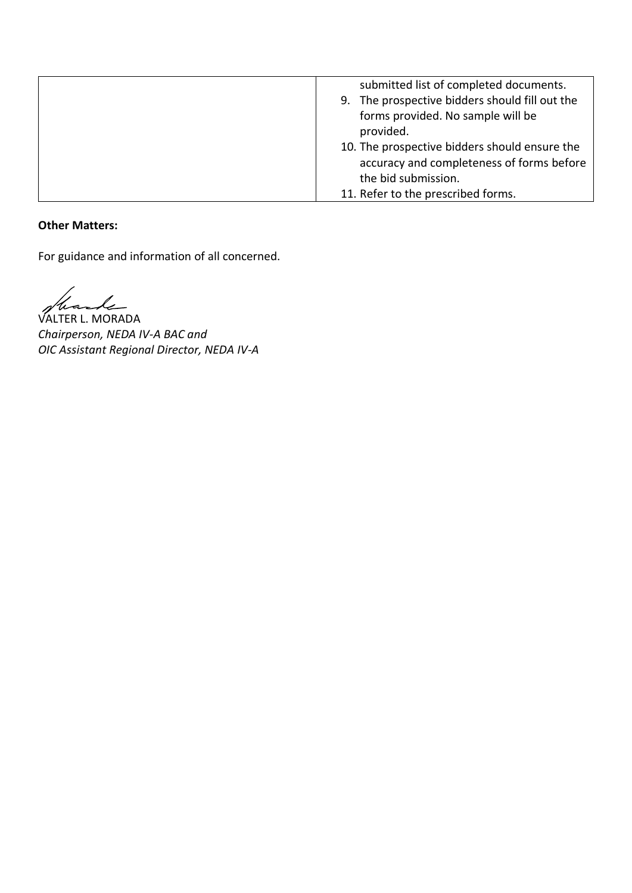| | |
|---|---|
| | submitted list of completed documents.<br>9. The prospective bidders should fill out the forms provided. No sample will be provided.<br>10. The prospective bidders should ensure the accuracy and completeness of forms before the bid submission.<br>11. Refer to the prescribed forms. |

**Other Matters:**

For guidance and information of all concerned.

VALTER L. MORADA
*Chairperson, NEDA IV-A BAC and*
*OIC Assistant Regional Director, NEDA IV-A*